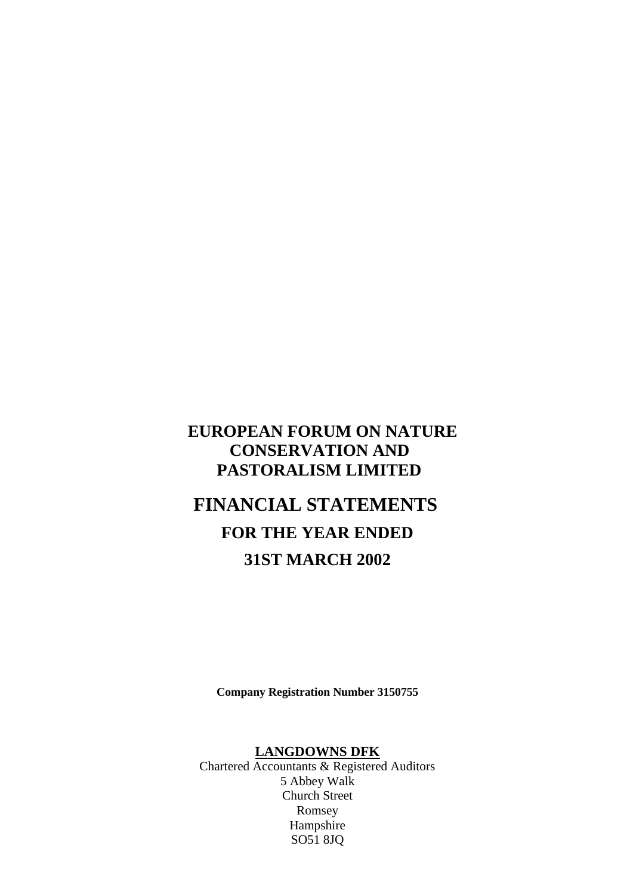# EUROPEAN FORUM ON NATURE CONSERVATION AND PASTORALISM LIMITED

# FINANCIAL STATEMENTS

## FOR THE YEAR ENDED

## 31ST MARCH 2002

**Company Registration Number 3150755**

**LANGDOWNS DFK**

Chartered Accountants & Registered Auditors
5 Abbey Walk
Church Street
Romsey
Hampshire
SO51 8JQ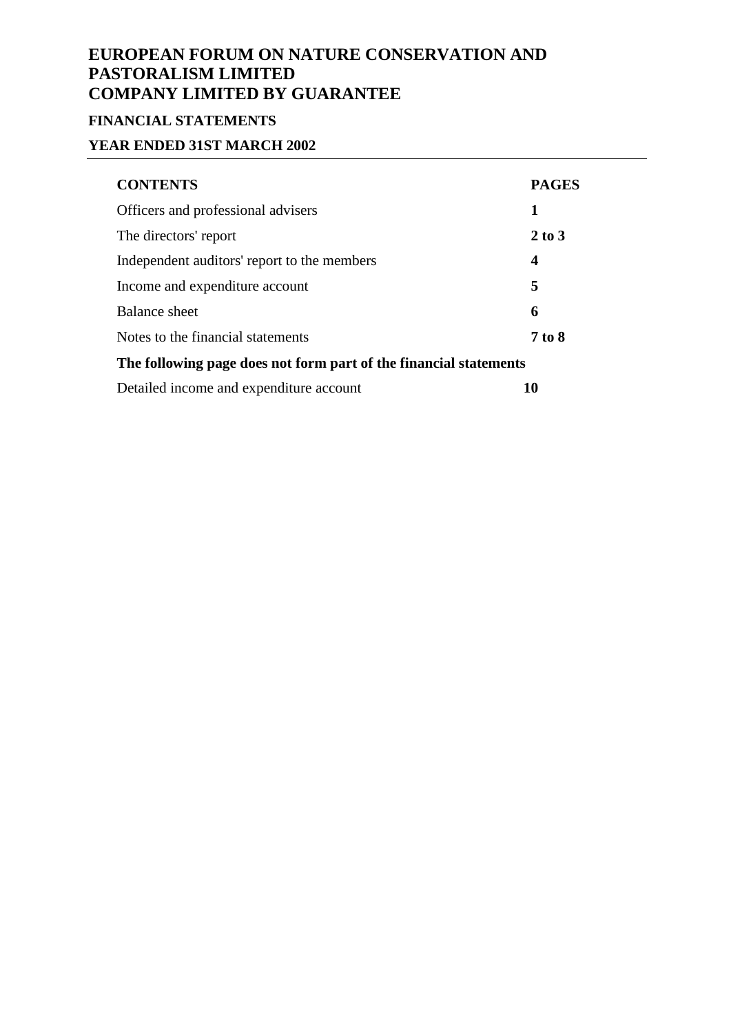# EUROPEAN FORUM ON NATURE CONSERVATION AND PASTORALISM LIMITED
# COMPANY LIMITED BY GUARANTEE

## FINANCIAL STATEMENTS

## YEAR ENDED 31ST MARCH 2002

| CONTENTS | PAGES |
|---|---|
| Officers and professional advisers | **1** |
| The directors' report | **2 to 3** |
| Independent auditors' report to the members | **4** |
| Income and expenditure account | **5** |
| Balance sheet | **6** |
| Notes to the financial statements | **7 to 8** |
| **The following page does not form part of the financial statements** | |
| Detailed income and expenditure account | **10** |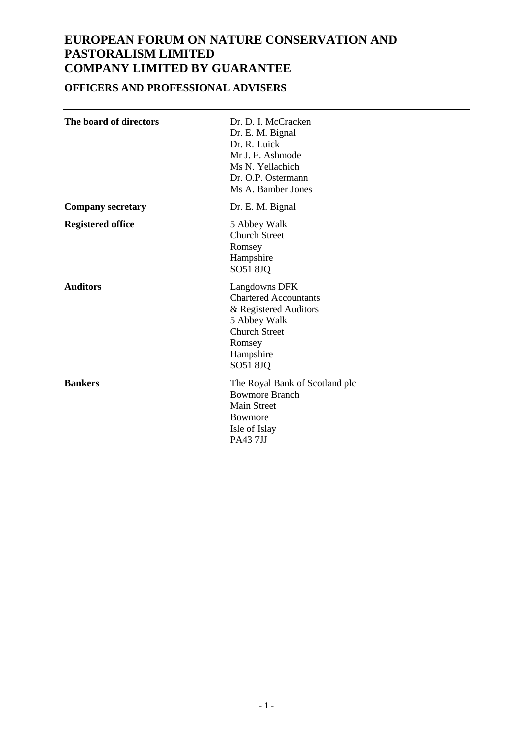# EUROPEAN FORUM ON NATURE CONSERVATION AND PASTORALISM LIMITED
# COMPANY LIMITED BY GUARANTEE

## OFFICERS AND PROFESSIONAL ADVISERS

| | |
|---|---|
| **The board of directors** | Dr. D. I. McCracken<br>Dr. E. M. Bignal<br>Dr. R. Luick<br>Mr J. F. Ashmode<br>Ms N. Yellachich<br>Dr. O.P. Ostermann<br>Ms A. Bamber Jones |
| **Company secretary** | Dr. E. M. Bignal |
| **Registered office** | 5 Abbey Walk<br>Church Street<br>Romsey<br>Hampshire<br>SO51 8JQ |
| **Auditors** | Langdowns DFK<br>Chartered Accountants<br>& Registered Auditors<br>5 Abbey Walk<br>Church Street<br>Romsey<br>Hampshire<br>SO51 8JQ |
| **Bankers** | The Royal Bank of Scotland plc<br>Bowmore Branch<br>Main Street<br>Bowmore<br>Isle of Islay<br>PA43 7JJ |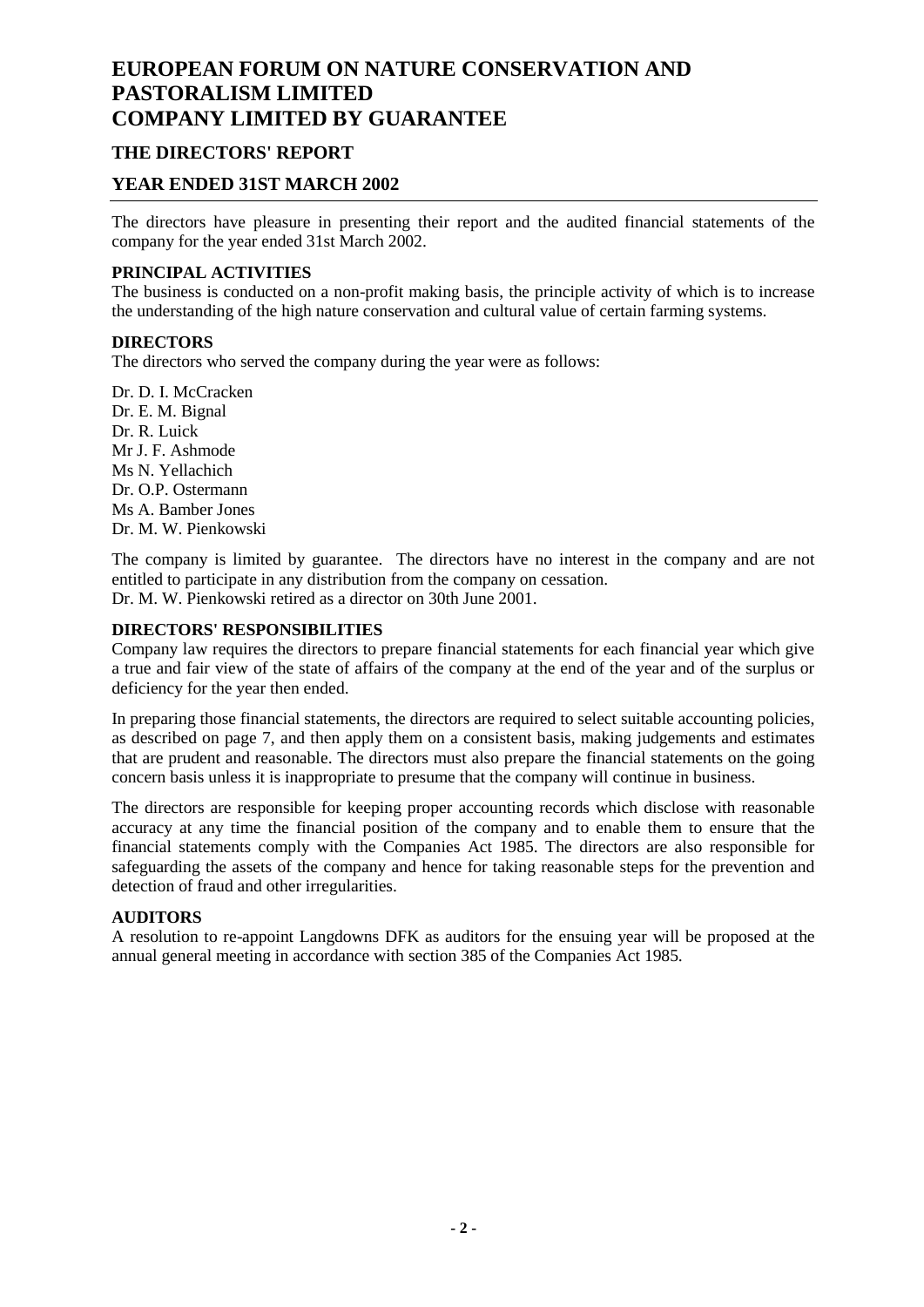# EUROPEAN FORUM ON NATURE CONSERVATION AND PASTORALISM LIMITED
# COMPANY LIMITED BY GUARANTEE

## THE DIRECTORS' REPORT

## YEAR ENDED 31ST MARCH 2002

The directors have pleasure in presenting their report and the audited financial statements of the company for the year ended 31st March 2002.

### PRINCIPAL ACTIVITIES

The business is conducted on a non-profit making basis, the principle activity of which is to increase the understanding of the high nature conservation and cultural value of certain farming systems.

### DIRECTORS

The directors who served the company during the year were as follows:

Dr. D. I. McCracken
Dr. E. M. Bignal
Dr. R. Luick
Mr J. F. Ashmode
Ms N. Yellachich
Dr. O.P. Ostermann
Ms A. Bamber Jones
Dr. M. W. Pienkowski

The company is limited by guarantee. The directors have no interest in the company and are not entitled to participate in any distribution from the company on cessation.
Dr. M. W. Pienkowski retired as a director on 30th June 2001.

### DIRECTORS' RESPONSIBILITIES

Company law requires the directors to prepare financial statements for each financial year which give a true and fair view of the state of affairs of the company at the end of the year and of the surplus or deficiency for the year then ended.

In preparing those financial statements, the directors are required to select suitable accounting policies, as described on page 7, and then apply them on a consistent basis, making judgements and estimates that are prudent and reasonable. The directors must also prepare the financial statements on the going concern basis unless it is inappropriate to presume that the company will continue in business.

The directors are responsible for keeping proper accounting records which disclose with reasonable accuracy at any time the financial position of the company and to enable them to ensure that the financial statements comply with the Companies Act 1985. The directors are also responsible for safeguarding the assets of the company and hence for taking reasonable steps for the prevention and detection of fraud and other irregularities.

### AUDITORS

A resolution to re-appoint Langdowns DFK as auditors for the ensuing year will be proposed at the annual general meeting in accordance with section 385 of the Companies Act 1985.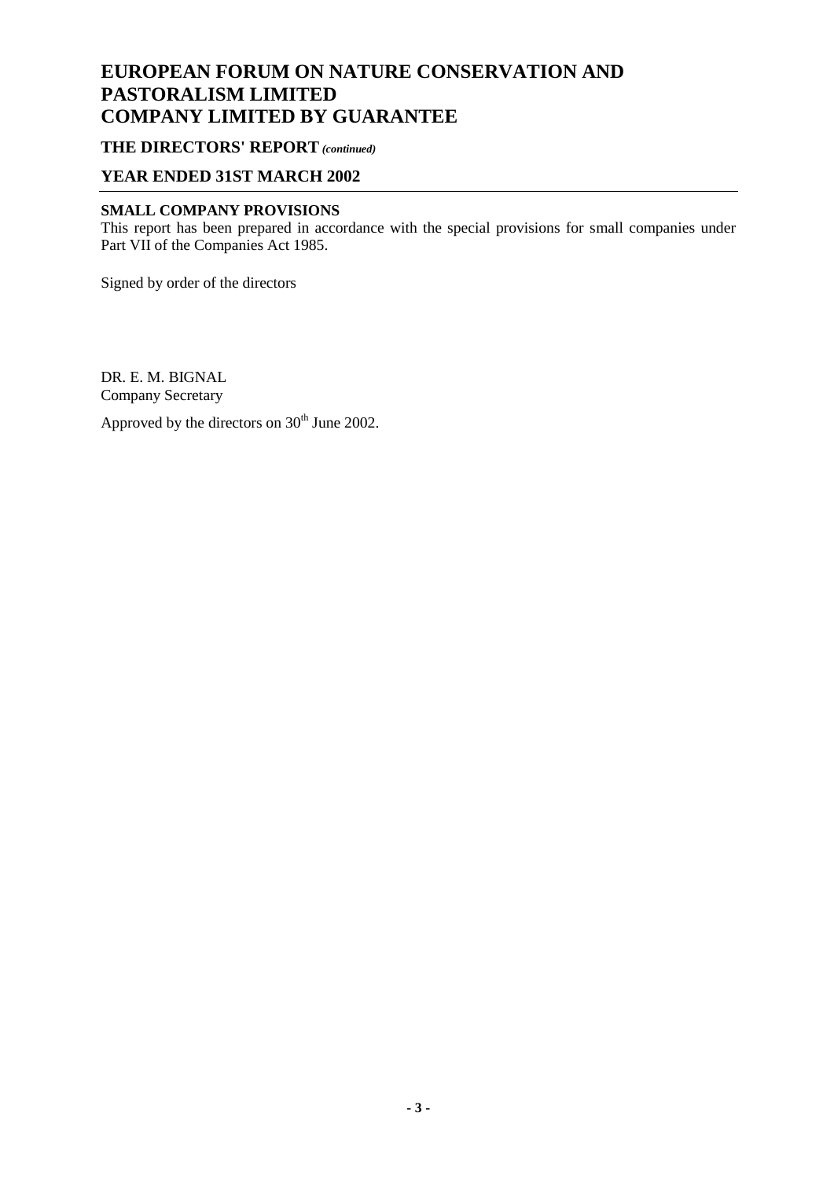# EUROPEAN FORUM ON NATURE CONSERVATION AND PASTORALISM LIMITED COMPANY LIMITED BY GUARANTEE

## THE DIRECTORS' REPORT *(continued)*

## YEAR ENDED 31ST MARCH 2002

### SMALL COMPANY PROVISIONS

This report has been prepared in accordance with the special provisions for small companies under Part VII of the Companies Act 1985.

Signed by order of the directors

DR. E. M. BIGNAL
Company Secretary

Approved by the directors on 30th June 2002.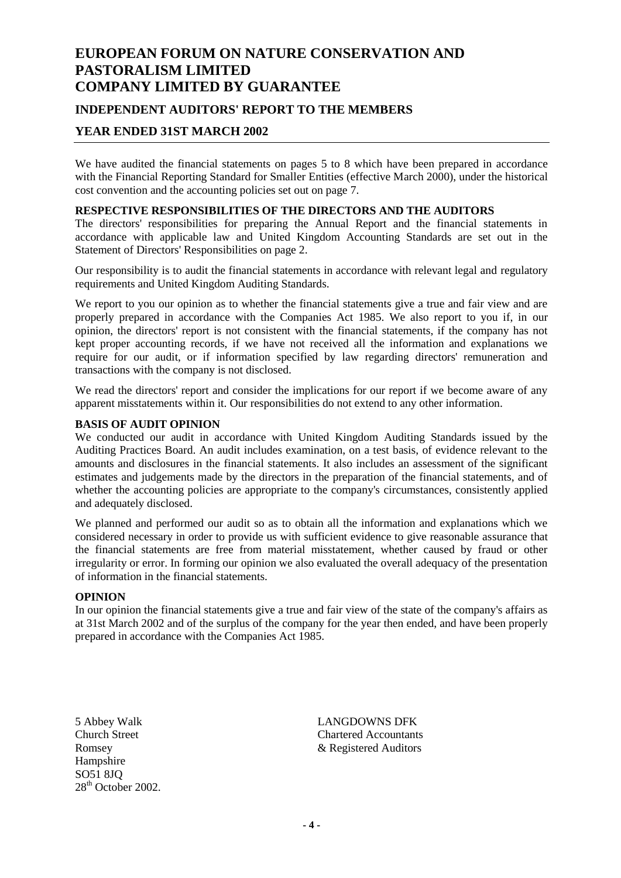# EUROPEAN FORUM ON NATURE CONSERVATION AND PASTORALISM LIMITED
# COMPANY LIMITED BY GUARANTEE

## INDEPENDENT AUDITORS' REPORT TO THE MEMBERS

## YEAR ENDED 31ST MARCH 2002

We have audited the financial statements on pages 5 to 8 which have been prepared in accordance with the Financial Reporting Standard for Smaller Entities (effective March 2000), under the historical cost convention and the accounting policies set out on page 7.

**RESPECTIVE RESPONSIBILITIES OF THE DIRECTORS AND THE AUDITORS**

The directors' responsibilities for preparing the Annual Report and the financial statements in accordance with applicable law and United Kingdom Accounting Standards are set out in the Statement of Directors' Responsibilities on page 2.

Our responsibility is to audit the financial statements in accordance with relevant legal and regulatory requirements and United Kingdom Auditing Standards.

We report to you our opinion as to whether the financial statements give a true and fair view and are properly prepared in accordance with the Companies Act 1985. We also report to you if, in our opinion, the directors' report is not consistent with the financial statements, if the company has not kept proper accounting records, if we have not received all the information and explanations we require for our audit, or if information specified by law regarding directors' remuneration and transactions with the company is not disclosed.

We read the directors' report and consider the implications for our report if we become aware of any apparent misstatements within it. Our responsibilities do not extend to any other information.

**BASIS OF AUDIT OPINION**

We conducted our audit in accordance with United Kingdom Auditing Standards issued by the Auditing Practices Board. An audit includes examination, on a test basis, of evidence relevant to the amounts and disclosures in the financial statements. It also includes an assessment of the significant estimates and judgements made by the directors in the preparation of the financial statements, and of whether the accounting policies are appropriate to the company's circumstances, consistently applied and adequately disclosed.

We planned and performed our audit so as to obtain all the information and explanations which we considered necessary in order to provide us with sufficient evidence to give reasonable assurance that the financial statements are free from material misstatement, whether caused by fraud or other irregularity or error. In forming our opinion we also evaluated the overall adequacy of the presentation of information in the financial statements.

**OPINION**

In our opinion the financial statements give a true and fair view of the state of the company's affairs as at 31st March 2002 and of the surplus of the company for the year then ended, and have been properly prepared in accordance with the Companies Act 1985.

5 Abbey Walk
Church Street
Romsey
Hampshire
SO51 8JQ
28th October 2002.

LANGDOWNS DFK
Chartered Accountants
& Registered Auditors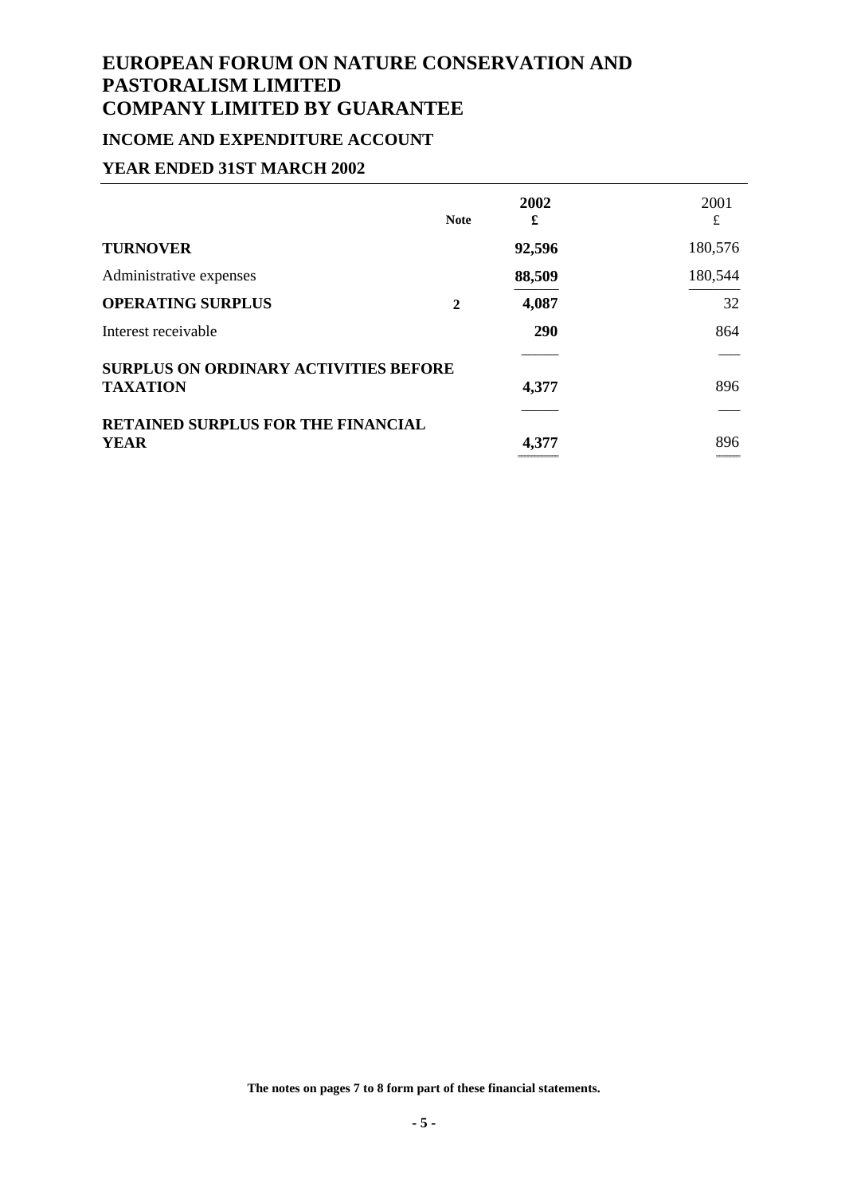# EUROPEAN FORUM ON NATURE CONSERVATION AND PASTORALISM LIMITED
# COMPANY LIMITED BY GUARANTEE

## INCOME AND EXPENDITURE ACCOUNT

## YEAR ENDED 31ST MARCH 2002

| | Note | 2002<br>£ | 2001<br>£ |
|---|---|---|---|
| **TURNOVER** | | **92,596** | 180,576 |
| Administrative expenses | | **88,509** | 180,544 |
| **OPERATING SURPLUS** | **2** | **4,087** | 32 |
| Interest receivable | | **290** | 864 |
| **SURPLUS ON ORDINARY ACTIVITIES BEFORE TAXATION** | | **4,377** | 896 |
| **RETAINED SURPLUS FOR THE FINANCIAL YEAR** | | **4,377** | 896 |

**The notes on pages 7 to 8 form part of these financial statements.**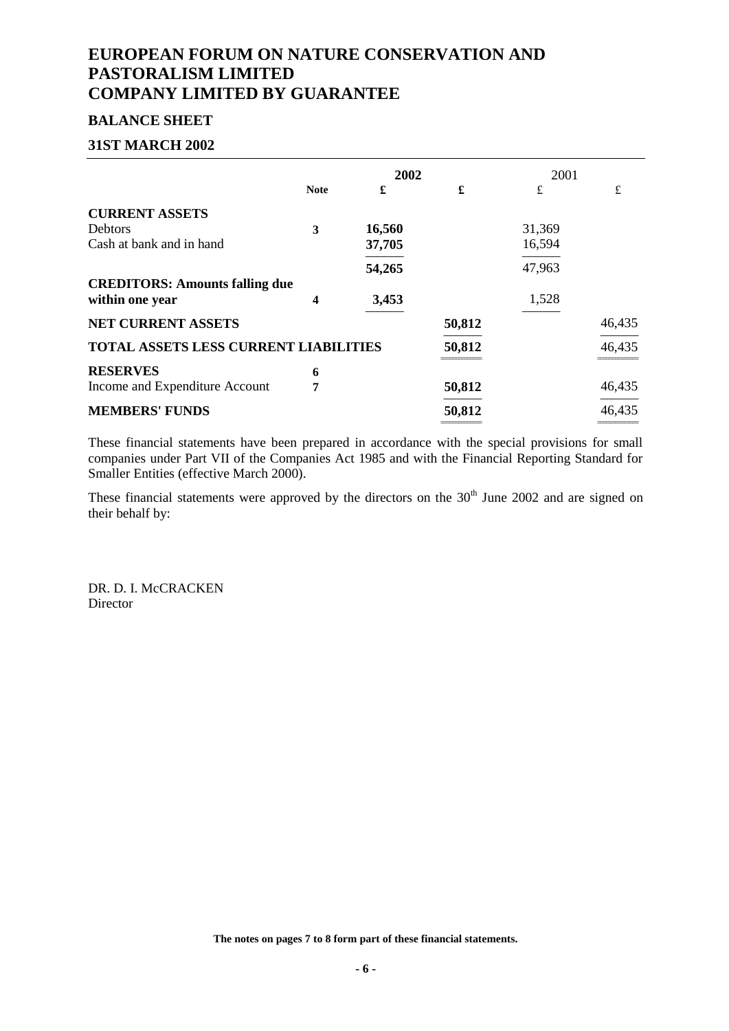# EUROPEAN FORUM ON NATURE CONSERVATION AND PASTORALISM LIMITED
# COMPANY LIMITED BY GUARANTEE

## BALANCE SHEET

## 31ST MARCH 2002

| | Note | 2002 £ | 2002 £ | 2001 £ | 2001 £ |
|---|---|---|---|---|---|
| **CURRENT ASSETS** | | | | | |
| Debtors | **3** | **16,560** | | 31,369 | |
| Cash at bank and in hand | | **37,705** | | 16,594 | |
| | | **54,265** | | 47,963 | |
| **CREDITORS: Amounts falling due within one year** | **4** | **3,453** | | 1,528 | |
| **NET CURRENT ASSETS** | | | **50,812** | | 46,435 |
| **TOTAL ASSETS LESS CURRENT LIABILITIES** | | | **50,812** | | 46,435 |
| **RESERVES** | **6** | | | | |
| Income and Expenditure Account | **7** | | **50,812** | | 46,435 |
| **MEMBERS' FUNDS** | | | **50,812** | | 46,435 |

These financial statements have been prepared in accordance with the special provisions for small companies under Part VII of the Companies Act 1985 and with the Financial Reporting Standard for Smaller Entities (effective March 2000).

These financial statements were approved by the directors on the 30th June 2002 and are signed on their behalf by:

DR. D. I. McCRACKEN
Director

**The notes on pages 7 to 8 form part of these financial statements.**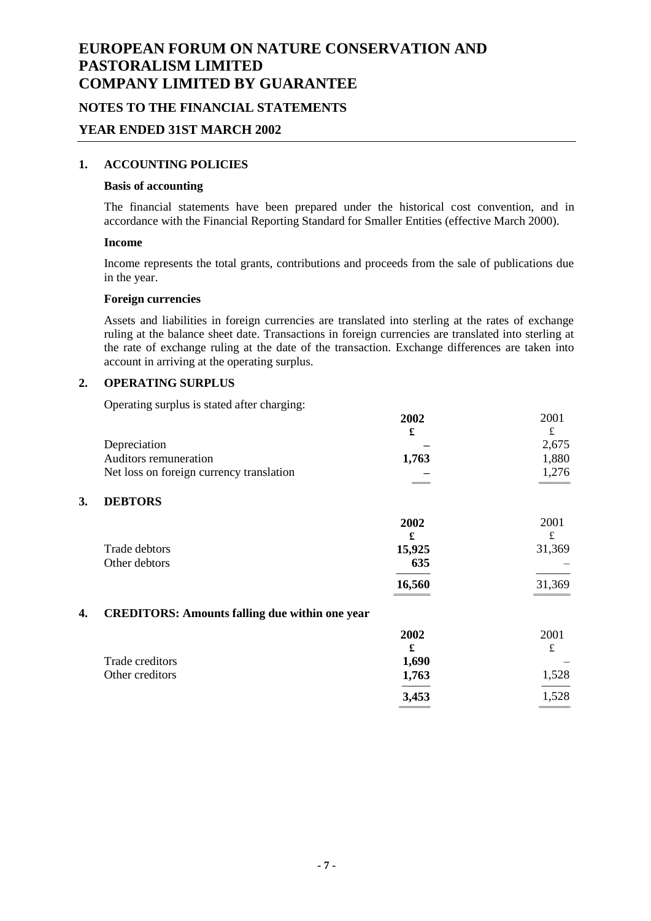# EUROPEAN FORUM ON NATURE CONSERVATION AND PASTORALISM LIMITED
# COMPANY LIMITED BY GUARANTEE

## NOTES TO THE FINANCIAL STATEMENTS

## YEAR ENDED 31ST MARCH 2002

### 1. ACCOUNTING POLICIES

**Basis of accounting**

The financial statements have been prepared under the historical cost convention, and in accordance with the Financial Reporting Standard for Smaller Entities (effective March 2000).

**Income**

Income represents the total grants, contributions and proceeds from the sale of publications due in the year.

**Foreign currencies**

Assets and liabilities in foreign currencies are translated into sterling at the rates of exchange ruling at the balance sheet date. Transactions in foreign currencies are translated into sterling at the rate of exchange ruling at the date of the transaction. Exchange differences are taken into account in arriving at the operating surplus.

### 2. OPERATING SURPLUS

Operating surplus is stated after charging:

| | **2002** | 2001 |
|---|---|---|
| | **£** | £ |
| Depreciation | **–** | 2,675 |
| Auditors remuneration | **1,763** | 1,880 |
| Net loss on foreign currency translation | **–** | 1,276 |

### 3. DEBTORS

| | **2002** | 2001 |
|---|---|---|
| | **£** | £ |
| Trade debtors | **15,925** | 31,369 |
| Other debtors | **635** | – |
| | **16,560** | 31,369 |

### 4. CREDITORS: Amounts falling due within one year

| | **2002** | 2001 |
|---|---|---|
| | **£** | £ |
| Trade creditors | **1,690** | – |
| Other creditors | **1,763** | 1,528 |
| | **3,453** | 1,528 |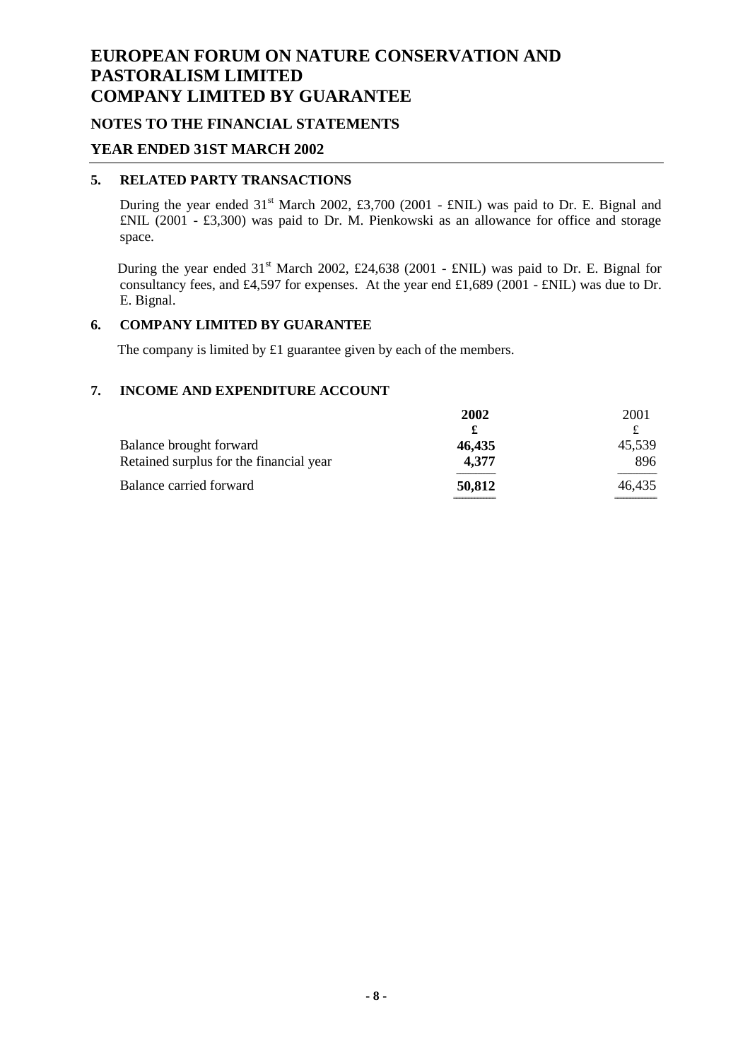# EUROPEAN FORUM ON NATURE CONSERVATION AND PASTORALISM LIMITED
# COMPANY LIMITED BY GUARANTEE

## NOTES TO THE FINANCIAL STATEMENTS

## YEAR ENDED 31ST MARCH 2002

### 5. RELATED PARTY TRANSACTIONS

During the year ended 31st March 2002, £3,700 (2001 - £NIL) was paid to Dr. E. Bignal and £NIL (2001 - £3,300) was paid to Dr. M. Pienkowski as an allowance for office and storage space.

During the year ended 31st March 2002, £24,638 (2001 - £NIL) was paid to Dr. E. Bignal for consultancy fees, and £4,597 for expenses. At the year end £1,689 (2001 - £NIL) was due to Dr. E. Bignal.

### 6. COMPANY LIMITED BY GUARANTEE

The company is limited by £1 guarantee given by each of the members.

### 7. INCOME AND EXPENDITURE ACCOUNT

| | **2002** | 2001 |
|---|---|---|
| | **£** | £ |
| Balance brought forward | **46,435** | 45,539 |
| Retained surplus for the financial year | **4,377** | 896 |
| Balance carried forward | **50,812** | 46,435 |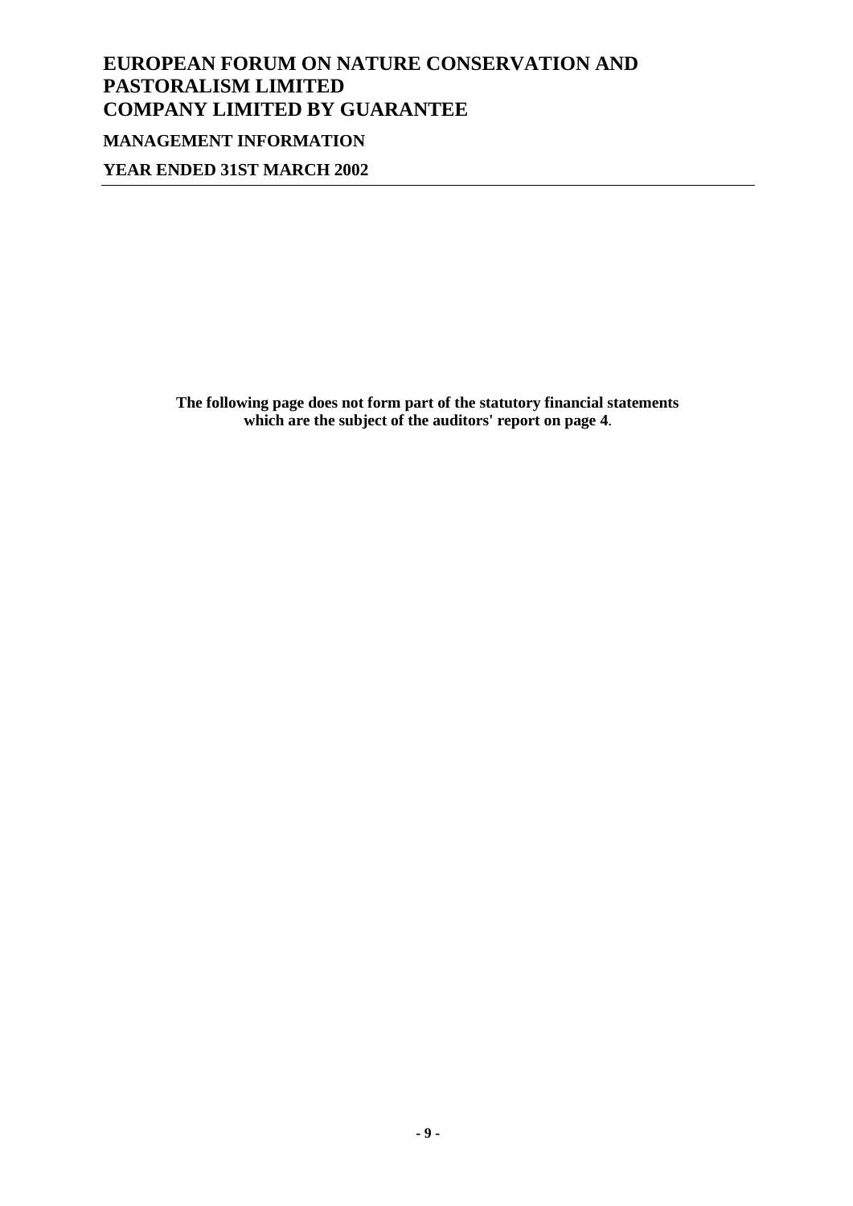# EUROPEAN FORUM ON NATURE CONSERVATION AND PASTORALISM LIMITED
# COMPANY LIMITED BY GUARANTEE

## MANAGEMENT INFORMATION

## YEAR ENDED 31ST MARCH 2002

**The following page does not form part of the statutory financial statements which are the subject of the auditors' report on page 4.**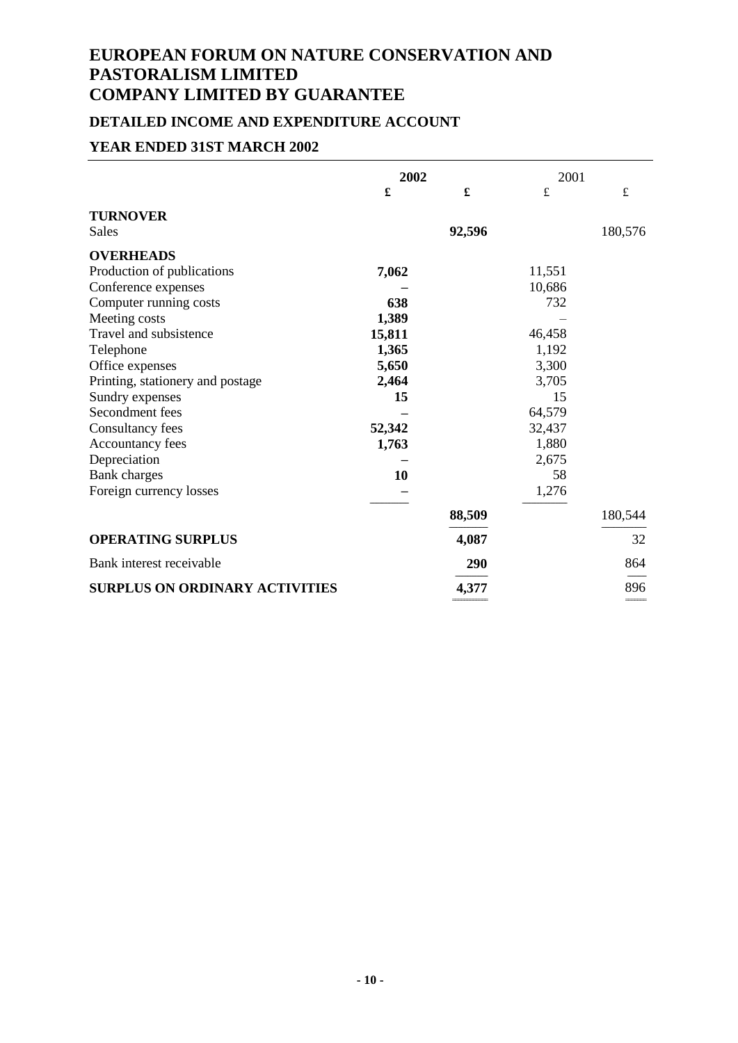# EUROPEAN FORUM ON NATURE CONSERVATION AND PASTORALISM LIMITED
# COMPANY LIMITED BY GUARANTEE

## DETAILED INCOME AND EXPENDITURE ACCOUNT

## YEAR ENDED 31ST MARCH 2002

| | 2002 | | 2001 | |
|---|---|---|---|---|
| | £ | £ | £ | £ |
| **TURNOVER** | | | | |
| Sales | | **92,596** | | 180,576 |
| **OVERHEADS** | | | | |
| Production of publications | **7,062** | | 11,551 | |
| Conference expenses | **–** | | 10,686 | |
| Computer running costs | **638** | | 732 | |
| Meeting costs | **1,389** | | – | |
| Travel and subsistence | **15,811** | | 46,458 | |
| Telephone | **1,365** | | 1,192 | |
| Office expenses | **5,650** | | 3,300 | |
| Printing, stationery and postage | **2,464** | | 3,705 | |
| Sundry expenses | **15** | | 15 | |
| Secondment fees | **–** | | 64,579 | |
| Consultancy fees | **52,342** | | 32,437 | |
| Accountancy fees | **1,763** | | 1,880 | |
| Depreciation | **–** | | 2,675 | |
| Bank charges | **10** | | 58 | |
| Foreign currency losses | **–** | | 1,276 | |
| | | **88,509** | | 180,544 |
| **OPERATING SURPLUS** | | **4,087** | | 32 |
| Bank interest receivable | | **290** | | 864 |
| **SURPLUS ON ORDINARY ACTIVITIES** | | **4,377** | | 896 |